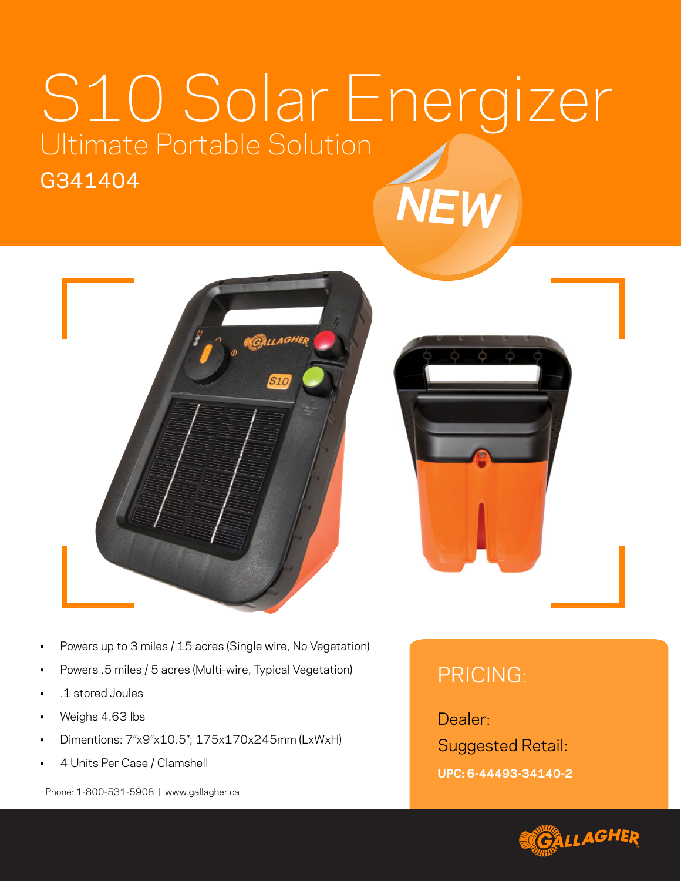# S10 Solar Energizer

## Ultimate Portable Solution

G341404

NEW

- Powers up to 3 miles / 15 acres (Single wire, No Vegetation)
- Powers .5 miles / 5 acres (Multi-wire, Typical Vegetation)
- .1 stored Joules
- Weighs 4.63 lbs
- Dimentions: 7"x9"x10.5"; 175x170x245mm (LxWxH)
- 4 Units Per Case / Clamshell

Phone: 1-800-531-5908 | www.gallagher.ca

## PRICING:

Dealer:

Suggested Retail:

**UPC: 6-44493-34140-2**

GALLAGHER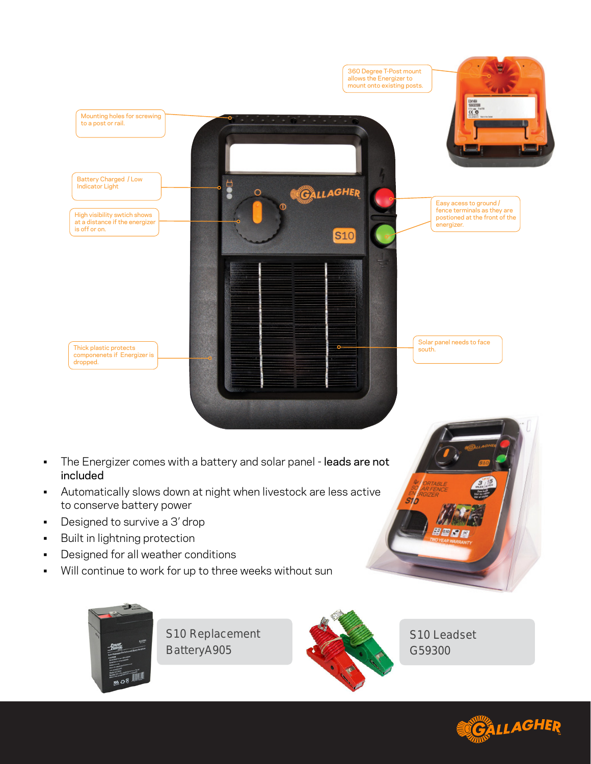360 Degree T-Post mount allows the Energizer to mount onto existing posts.

Mounting holes for screwing to a post or rail.

Battery Charged / Low Indicator Light

High visibility swtich shows at a distance if the energizer is off or on.

Easy acess to ground / fence terminals as they are postioned at the front of the energizer.

Thick plastic protects componenets if Energizer is dropped.

Solar panel needs to face south.

- The Energizer comes with a battery and solar panel - **leads are not included**
- Automatically slows down at night when livestock are less active to conserve battery power
- Designed to survive a 3' drop
- Built in lightning protection
- Designed for all weather conditions
- Will continue to work for up to three weeks without sun

S10 Replacement BatteryA905

S10 Leadset G59300